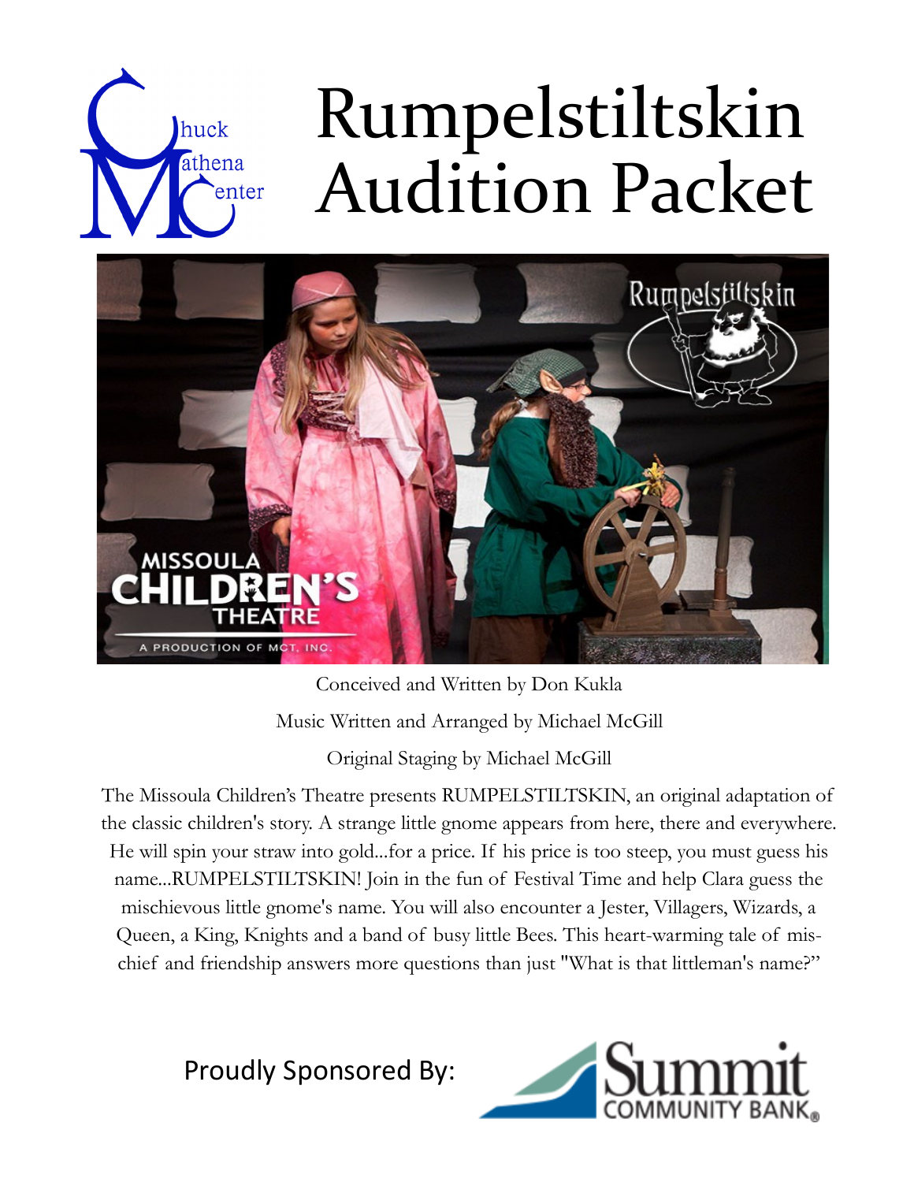Chuck Mathena Center

# Rumpelstiltskin Audition Packet

Conceived and Written by Don Kukla

Music Written and Arranged by Michael McGill

Original Staging by Michael McGill

The Missoula Children's Theatre presents RUMPELSTILTSKIN, an original adaptation of the classic children's story. A strange little gnome appears from here, there and everywhere. He will spin your straw into gold...for a price. If his price is too steep, you must guess his name...RUMPELSTILTSKIN! Join in the fun of Festival Time and help Clara guess the mischievous little gnome's name. You will also encounter a Jester, Villagers, Wizards, a Queen, a King, Knights and a band of busy little Bees. This heart-warming tale of mischief and friendship answers more questions than just "What is that littleman's name?"

Proudly Sponsored By: Summit Community Bank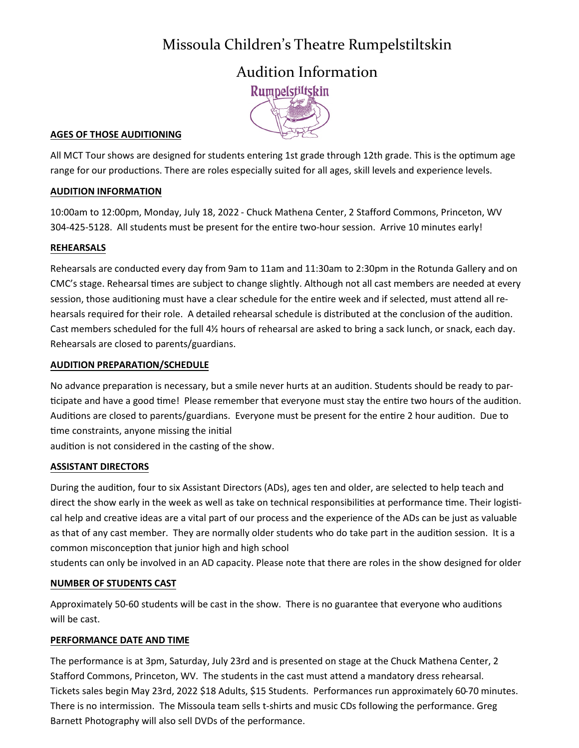# Missoula Children's Theatre Rumpelstiltskin

# Audition Information

**AGES OF THOSE AUDITIONING**

All MCT Tour shows are designed for students entering 1st grade through 12th grade. This is the optimum age range for our productions. There are roles especially suited for all ages, skill levels and experience levels.

**AUDITION INFORMATION**

10:00am to 12:00pm, Monday, July 18, 2022 - Chuck Mathena Center, 2 Stafford Commons, Princeton, WV 304-425-5128. All students must be present for the entire two-hour session. Arrive 10 minutes early!

**REHEARSALS**

Rehearsals are conducted every day from 9am to 11am and 11:30am to 2:30pm in the Rotunda Gallery and on CMC's stage. Rehearsal times are subject to change slightly. Although not all cast members are needed at every session, those auditioning must have a clear schedule for the entire week and if selected, must attend all rehearsals required for their role. A detailed rehearsal schedule is distributed at the conclusion of the audition. Cast members scheduled for the full 4½ hours of rehearsal are asked to bring a sack lunch, or snack, each day. Rehearsals are closed to parents/guardians.

**AUDITION PREPARATION/SCHEDULE**

No advance preparation is necessary, but a smile never hurts at an audition. Students should be ready to participate and have a good time! Please remember that everyone must stay the entire two hours of the audition. Auditions are closed to parents/guardians. Everyone must be present for the entire 2 hour audition. Due to time constraints, anyone missing the initial
audition is not considered in the casting of the show.

**ASSISTANT DIRECTORS**

During the audition, four to six Assistant Directors (ADs), ages ten and older, are selected to help teach and direct the show early in the week as well as take on technical responsibilities at performance time. Their logistical help and creative ideas are a vital part of our process and the experience of the ADs can be just as valuable as that of any cast member. They are normally older students who do take part in the audition session. It is a common misconception that junior high and high school
students can only be involved in an AD capacity. Please note that there are roles in the show designed for older

**NUMBER OF STUDENTS CAST**

Approximately 50-60 students will be cast in the show. There is no guarantee that everyone who auditions will be cast.

**PERFORMANCE DATE AND TIME**

The performance is at 3pm, Saturday, July 23rd and is presented on stage at the Chuck Mathena Center, 2 Stafford Commons, Princeton, WV. The students in the cast must attend a mandatory dress rehearsal. Tickets sales begin May 23rd, 2022 $18 Adults, $15 Students. Performances run approximately 60-70 minutes. There is no intermission. The Missoula team sells t-shirts and music CDs following the performance. Greg Barnett Photography will also sell DVDs of the performance.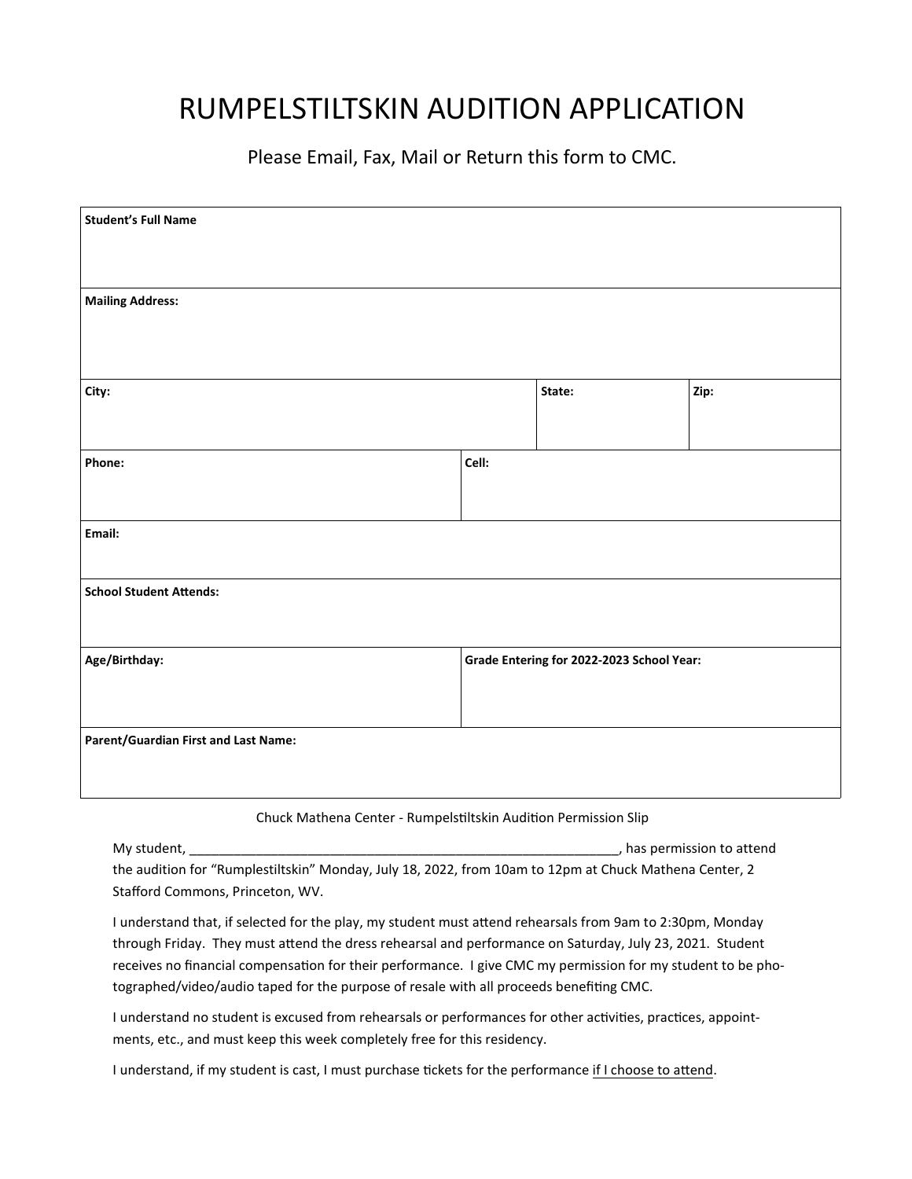# RUMPELSTILTSKIN AUDITION APPLICATION

Please Email, Fax, Mail or Return this form to CMC.

| | | | |
|---|---|---|---|
| **Student's Full Name** | | | |
| **Mailing Address:** | | | |
| **City:** | | **State:** | **Zip:** |
| **Phone:** | **Cell:** | | |
| **Email:** | | | |
| **School Student Attends:** | | | |
| **Age/Birthday:** | **Grade Entering for 2022-2023 School Year:** | | |
| **Parent/Guardian First and Last Name:** | | | |

Chuck Mathena Center - Rumpelstiltskin Audition Permission Slip

My student, ____________________________________________________________, has permission to attend the audition for "Rumplestiltskin" Monday, July 18, 2022, from 10am to 12pm at Chuck Mathena Center, 2 Stafford Commons, Princeton, WV.

I understand that, if selected for the play, my student must attend rehearsals from 9am to 2:30pm, Monday through Friday. They must attend the dress rehearsal and performance on Saturday, July 23, 2021. Student receives no financial compensation for their performance. I give CMC my permission for my student to be photographed/video/audio taped for the purpose of resale with all proceeds benefiting CMC.

I understand no student is excused from rehearsals or performances for other activities, practices, appointments, etc., and must keep this week completely free for this residency.

I understand, if my student is cast, I must purchase tickets for the performance <u>if I choose to attend</u>.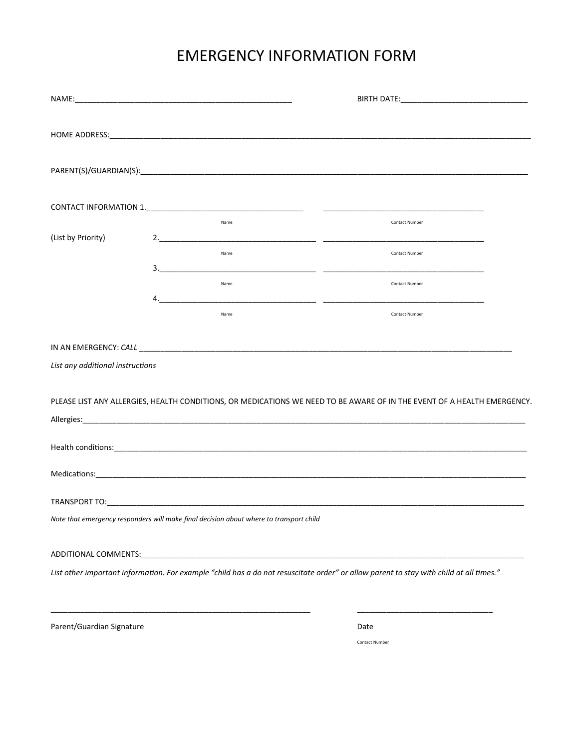# EMERGENCY INFORMATION FORM

NAME:___________________________________________________ BIRTH DATE:_____________________________

HOME ADDRESS:______________________________________________________________________________________________

PARENT(S)/GUARDIAN(S):________________________________________________________________________________________

CONTACT INFORMATION 1.____________________________________ ______________________________________

Name Contact Number

(List by Priority) 2.____________________________________ ______________________________________

Name Contact Number

3.____________________________________ ______________________________________

Name Contact Number

4.____________________________________ ______________________________________

Name Contact Number

IN AN EMERGENCY: *CALL* ___________________________________________________________________________________________

*List any additional instructions*

PLEASE LIST ANY ALLERGIES, HEALTH CONDITIONS, OR MEDICATIONS WE NEED TO BE AWARE OF IN THE EVENT OF A HEALTH EMERGENCY.

Allergies:____________________________________________________________________________________________________

Health conditions:______________________________________________________________________________________________

Medications:__________________________________________________________________________________________________

TRANSPORT TO:_______________________________________________________________________________________________

*Note that emergency responders will make final decision about where to transport child*

ADDITIONAL COMMENTS:_________________________________________________________________________________________

*List other important information. For example "child has a do not resuscitate order" or allow parent to stay with child at all times."*

______________________________________________________________ _________________________________

Parent/Guardian Signature Date

Contact Number